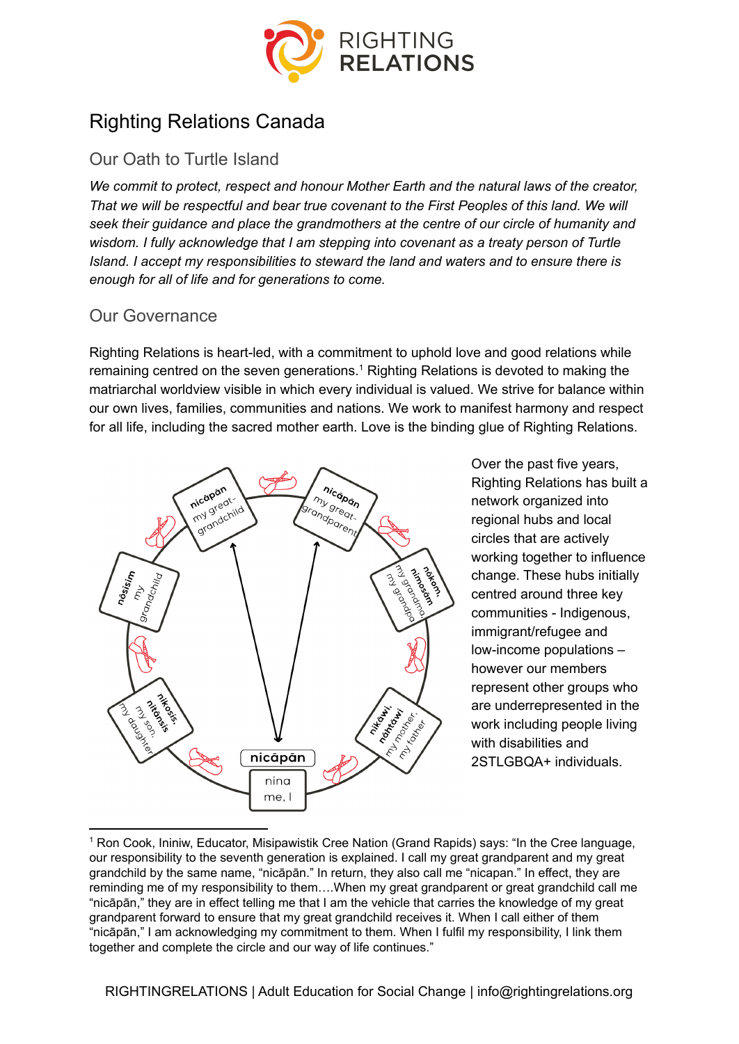# Righting Relations Canada

## Our Oath to Turtle Island

*We commit to protect, respect and honour Mother Earth and the natural laws of the creator, That we will be respectful and bear true covenant to the First Peoples of this land. We will seek their guidance and place the grandmothers at the centre of our circle of humanity and wisdom. I fully acknowledge that I am stepping into covenant as a treaty person of Turtle Island. I accept my responsibilities to steward the land and waters and to ensure there is enough for all of life and for generations to come.*

## Our Governance

Righting Relations is heart-led, with a commitment to uphold love and good relations while remaining centred on the seven generations.[1] Righting Relations is devoted to making the matriarchal worldview visible in which every individual is valued. We strive for balance within our own lives, families, communities and nations. We work to manifest harmony and respect for all life, including the sacred mother earth. Love is the binding glue of Righting Relations.

nicāpān my great-grandchild

nicāpān my great-grandparent

nōsisim my grandchild

nōkom, nimosōm my grandma, my grandpa

nikosis, nitānsis my son, my daughter

nikāwi, nōhtāwi my mother, my father

nicāpān

nina me, I

Over the past five years, Righting Relations has built a network organized into regional hubs and local circles that are actively working together to influence change. These hubs initially centred around three key communities - Indigenous, immigrant/refugee and low-income populations – however our members represent other groups who are underrepresented in the work including people living with disabilities and 2STLGBQA+ individuals.

[1] Ron Cook, Ininiw, Educator, Misipawistik Cree Nation (Grand Rapids) says: "In the Cree language, our responsibility to the seventh generation is explained. I call my great grandparent and my great grandchild by the same name, "nicāpān." In return, they also call me "nicapan." In effect, they are reminding me of my responsibility to them….When my great grandparent or great grandchild call me "nicāpān," they are in effect telling me that I am the vehicle that carries the knowledge of my great grandparent forward to ensure that my great grandchild receives it. When I call either of them "nicāpān," I am acknowledging my commitment to them. When I fulfil my responsibility, I link them together and complete the circle and our way of life continues."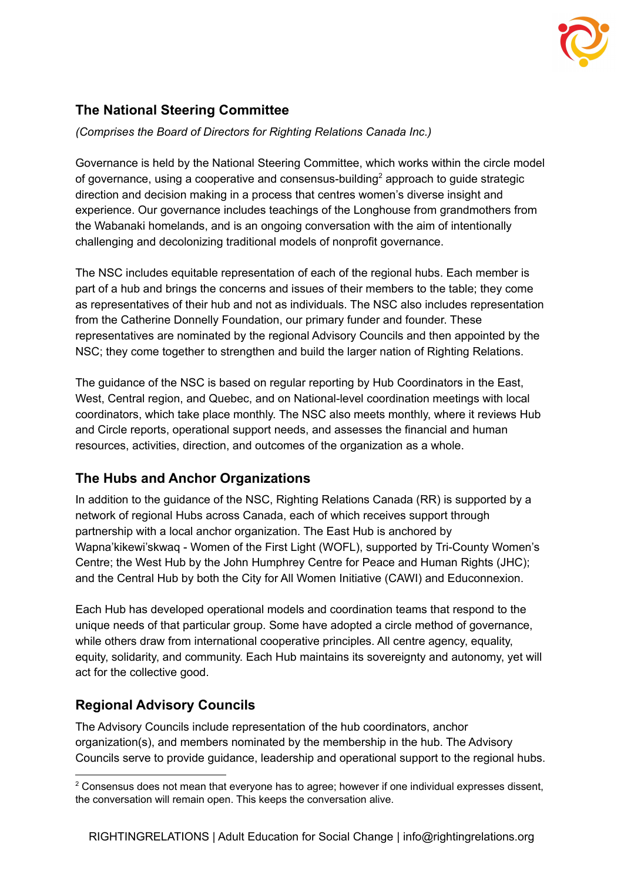## The National Steering Committee

*(Comprises the Board of Directors for Righting Relations Canada Inc.)*

Governance is held by the National Steering Committee, which works within the circle model of governance, using a cooperative and consensus-building[2] approach to guide strategic direction and decision making in a process that centres women's diverse insight and experience. Our governance includes teachings of the Longhouse from grandmothers from the Wabanaki homelands, and is an ongoing conversation with the aim of intentionally challenging and decolonizing traditional models of nonprofit governance.

The NSC includes equitable representation of each of the regional hubs. Each member is part of a hub and brings the concerns and issues of their members to the table; they come as representatives of their hub and not as individuals. The NSC also includes representation from the Catherine Donnelly Foundation, our primary funder and founder. These representatives are nominated by the regional Advisory Councils and then appointed by the NSC; they come together to strengthen and build the larger nation of Righting Relations.

The guidance of the NSC is based on regular reporting by Hub Coordinators in the East, West, Central region, and Quebec, and on National-level coordination meetings with local coordinators, which take place monthly. The NSC also meets monthly, where it reviews Hub and Circle reports, operational support needs, and assesses the financial and human resources, activities, direction, and outcomes of the organization as a whole.

## The Hubs and Anchor Organizations

In addition to the guidance of the NSC, Righting Relations Canada (RR) is supported by a network of regional Hubs across Canada, each of which receives support through partnership with a local anchor organization. The East Hub is anchored by Wapna'kikewi'skwaq - Women of the First Light (WOFL), supported by Tri-County Women's Centre; the West Hub by the John Humphrey Centre for Peace and Human Rights (JHC); and the Central Hub by both the City for All Women Initiative (CAWI) and Educonnexion.

Each Hub has developed operational models and coordination teams that respond to the unique needs of that particular group. Some have adopted a circle method of governance, while others draw from international cooperative principles. All centre agency, equality, equity, solidarity, and community. Each Hub maintains its sovereignty and autonomy, yet will act for the collective good.

## Regional Advisory Councils

The Advisory Councils include representation of the hub coordinators, anchor organization(s), and members nominated by the membership in the hub. The Advisory Councils serve to provide guidance, leadership and operational support to the regional hubs.

---

[2] Consensus does not mean that everyone has to agree; however if one individual expresses dissent, the conversation will remain open. This keeps the conversation alive.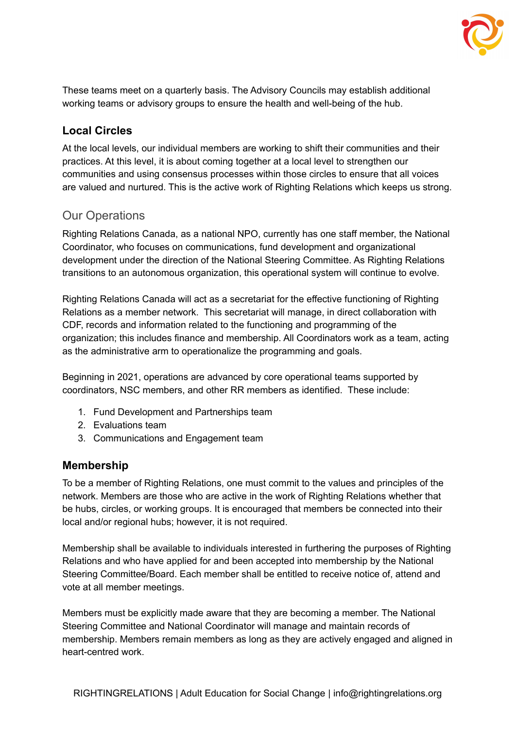These teams meet on a quarterly basis. The Advisory Councils may establish additional working teams or advisory groups to ensure the health and well-being of the hub.

### Local Circles

At the local levels, our individual members are working to shift their communities and their practices. At this level, it is about coming together at a local level to strengthen our communities and using consensus processes within those circles to ensure that all voices are valued and nurtured. This is the active work of Righting Relations which keeps us strong.

## Our Operations

Righting Relations Canada, as a national NPO, currently has one staff member, the National Coordinator, who focuses on communications, fund development and organizational development under the direction of the National Steering Committee. As Righting Relations transitions to an autonomous organization, this operational system will continue to evolve.

Righting Relations Canada will act as a secretariat for the effective functioning of Righting Relations as a member network. This secretariat will manage, in direct collaboration with CDF, records and information related to the functioning and programming of the organization; this includes finance and membership. All Coordinators work as a team, acting as the administrative arm to operationalize the programming and goals.

Beginning in 2021, operations are advanced by core operational teams supported by coordinators, NSC members, and other RR members as identified. These include:

1. Fund Development and Partnerships team
2. Evaluations team
3. Communications and Engagement team

### Membership

To be a member of Righting Relations, one must commit to the values and principles of the network. Members are those who are active in the work of Righting Relations whether that be hubs, circles, or working groups. It is encouraged that members be connected into their local and/or regional hubs; however, it is not required.

Membership shall be available to individuals interested in furthering the purposes of Righting Relations and who have applied for and been accepted into membership by the National Steering Committee/Board. Each member shall be entitled to receive notice of, attend and vote at all member meetings.

Members must be explicitly made aware that they are becoming a member. The National Steering Committee and National Coordinator will manage and maintain records of membership. Members remain members as long as they are actively engaged and aligned in heart-centred work.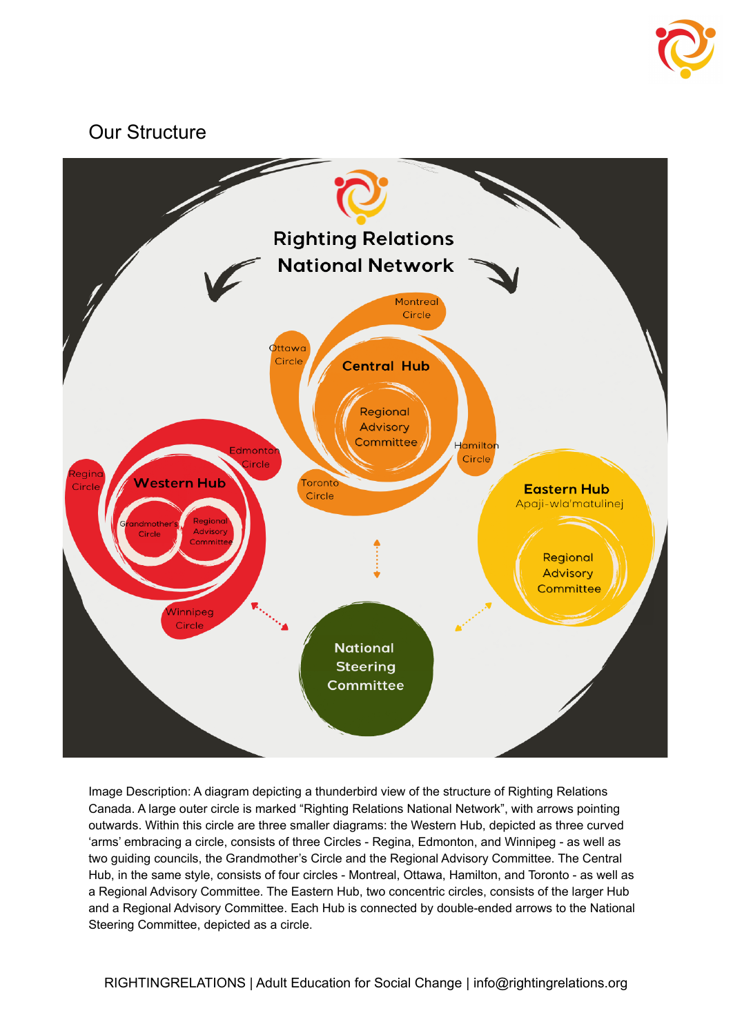## Our Structure

Righting Relations National Network

Montreal Circle

Ottawa Circle

Central Hub

Regional Advisory Committee

Hamilton Circle

Toronto Circle

Edmonton Circle

Regina Circle

Western Hub

Grandmother's Circle

Regional Advisory Committee

Winnipeg Circle

Eastern Hub

Apaji-wla'matulinej

Regional Advisory Committee

National Steering Committee

Image Description: A diagram depicting a thunderbird view of the structure of Righting Relations Canada. A large outer circle is marked "Righting Relations National Network", with arrows pointing outwards. Within this circle are three smaller diagrams: the Western Hub, depicted as three curved 'arms' embracing a circle, consists of three Circles - Regina, Edmonton, and Winnipeg - as well as two guiding councils, the Grandmother's Circle and the Regional Advisory Committee. The Central Hub, in the same style, consists of four circles - Montreal, Ottawa, Hamilton, and Toronto - as well as a Regional Advisory Committee. The Eastern Hub, two concentric circles, consists of the larger Hub and a Regional Advisory Committee. Each Hub is connected by double-ended arrows to the National Steering Committee, depicted as a circle.